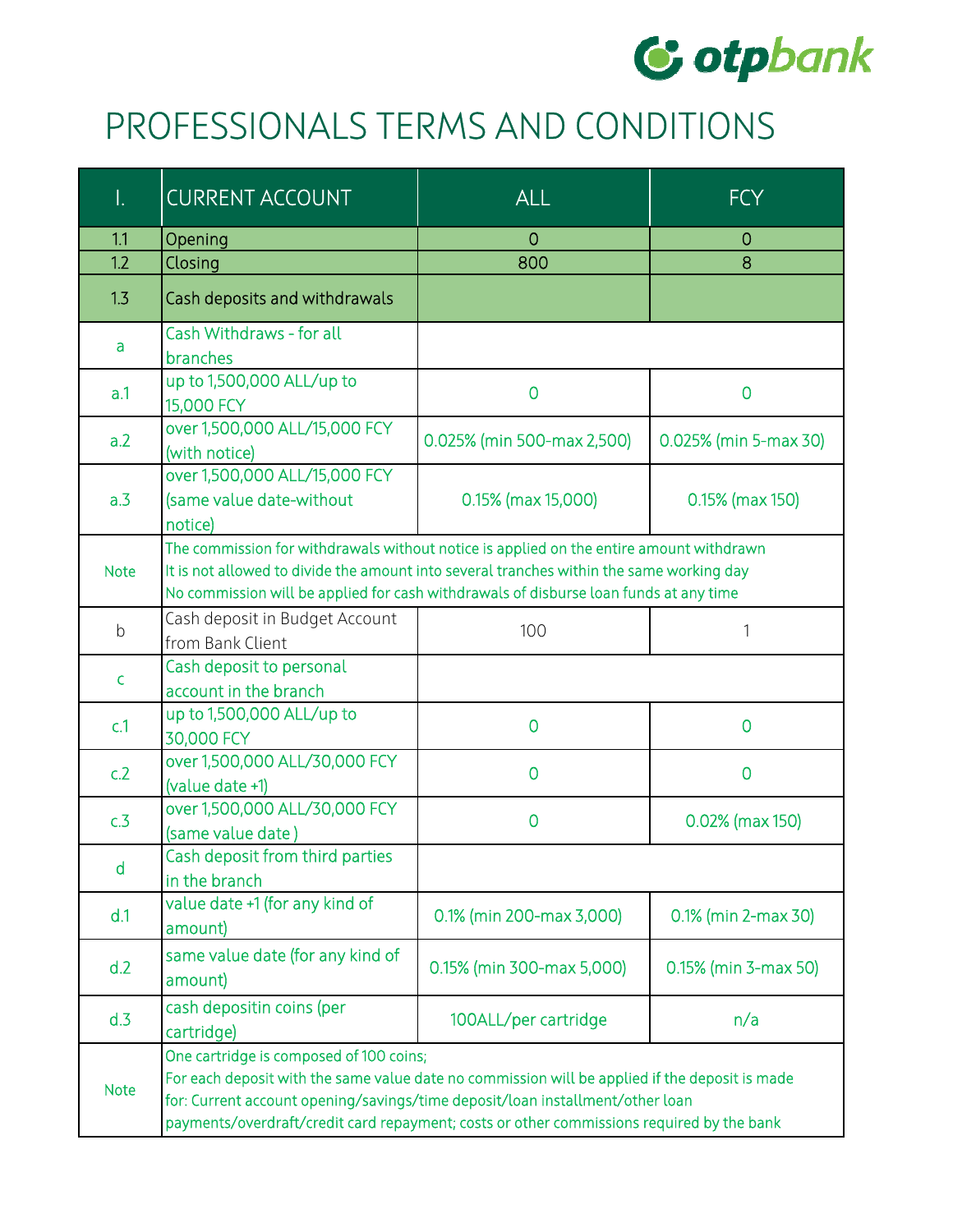# PROFESSIONALS TERMS AND CONDITIONS

| I. | CURRENT ACCOUNT | ALL | FCY |
|---|---|---|---|
| 1.1 | Opening | 0 | 0 |
| 1.2 | Closing | 800 | 8 |
| 1.3 | Cash deposits and withdrawals | | |
| a | Cash Withdraws - for all branches | | |
| a.1 | up to 1,500,000 ALL/up to 15,000 FCY | 0 | 0 |
| a.2 | over 1,500,000 ALL/15,000 FCY (with notice) | 0.025% (min 500-max 2,500) | 0.025% (min 5-max 30) |
| a.3 | over 1,500,000 ALL/15,000 FCY (same value date-without notice) | 0.15% (max 15,000) | 0.15% (max 150) |
| Note | The commission for withdrawals without notice is applied on the entire amount withdrawn<br>It is not allowed to divide the amount into several tranches within the same working day<br>No commission will be applied for cash withdrawals of disburse loan funds at any time | | |
| b | Cash deposit in Budget Account from Bank Client | 100 | 1 |
| c | Cash deposit to personal account in the branch | | |
| c.1 | up to 1,500,000 ALL/up to 30,000 FCY | 0 | 0 |
| c.2 | over 1,500,000 ALL/30,000 FCY (value date +1) | 0 | 0 |
| c.3 | over 1,500,000 ALL/30,000 FCY (same value date ) | 0 | 0.02% (max 150) |
| d | Cash deposit from third parties in the branch | | |
| d.1 | value date +1 (for any kind of amount) | 0.1% (min 200-max 3,000) | 0.1% (min 2-max 30) |
| d.2 | same value date (for any kind of amount) | 0.15% (min 300-max 5,000) | 0.15% (min 3-max 50) |
| d.3 | cash depositin coins (per cartridge) | 100ALL/per cartridge | n/a |
| Note | One cartridge is composed of 100 coins;<br>For each deposit with the same value date no commission will be applied if the deposit is made for: Current account opening/savings/time deposit/loan installment/other loan payments/overdraft/credit card repayment; costs or other commissions required by the bank | | |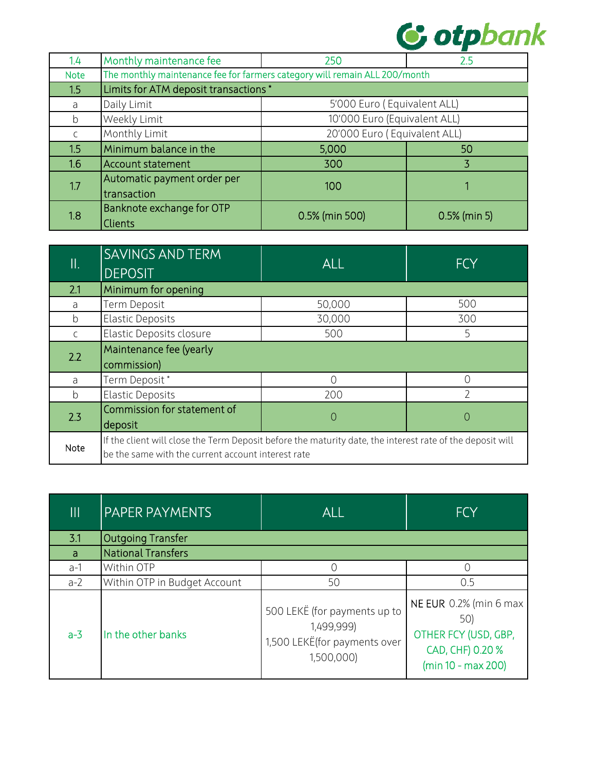| | | | |
|---|---|---|---|
| 1.4 | Monthly maintenance fee | 250 | 2.5 |
| Note | The monthly maintenance fee for farmers category will remain ALL 200/month | | |
| 1.5 | Limits for ATM deposit transactions * | | |
| a | Daily Limit | 5'000 Euro ( Equivalent ALL) | |
| b | Weekly Limit | 10'000 Euro (Equivalent ALL) | |
| c | Monthly Limit | 20'000 Euro ( Equivalent ALL) | |
| 1.5 | Minimum balance in the | 5,000 | 50 |
| 1.6 | Account statement | 300 | 3 |
| 1.7 | Automatic payment order per transaction | 100 | 1 |
| 1.8 | Banknote exchange for OTP Clients | 0.5% (min 500) | 0.5% (min 5) |

| II. | SAVINGS AND TERM DEPOSIT | ALL | FCY |
|---|---|---|---|
| 2.1 | Minimum for opening | | |
| a | Term Deposit | 50,000 | 500 |
| b | Elastic Deposits | 30,000 | 300 |
| c | Elastic Deposits closure | 500 | 5 |
| 2.2 | Maintenance fee (yearly commission) | | |
| a | Term Deposit * | 0 | 0 |
| b | Elastic Deposits | 200 | 2 |
| 2.3 | Commission for statement of deposit | 0 | 0 |
| Note | If the client will close the Term Deposit before the maturity date, the interest rate of the deposit will be the same with the current account interest rate | | |

| III | PAPER PAYMENTS | ALL | FCY |
|---|---|---|---|
| 3.1 | Outgoing Transfer | | |
| a | National Transfers | | |
| a-1 | Within OTP | 0 | 0 |
| a-2 | Within OTP in Budget Account | 50 | 0.5 |
| a-3 | In the other banks | 500 LEKË (for payments up to 1,499,999) 1,500 LEKË(for payments over 1,500,000) | NE EUR 0.2% (min 6 max 50) OTHER FCY (USD, GBP, CAD, CHF) 0.20 % (min 10 - max 200) |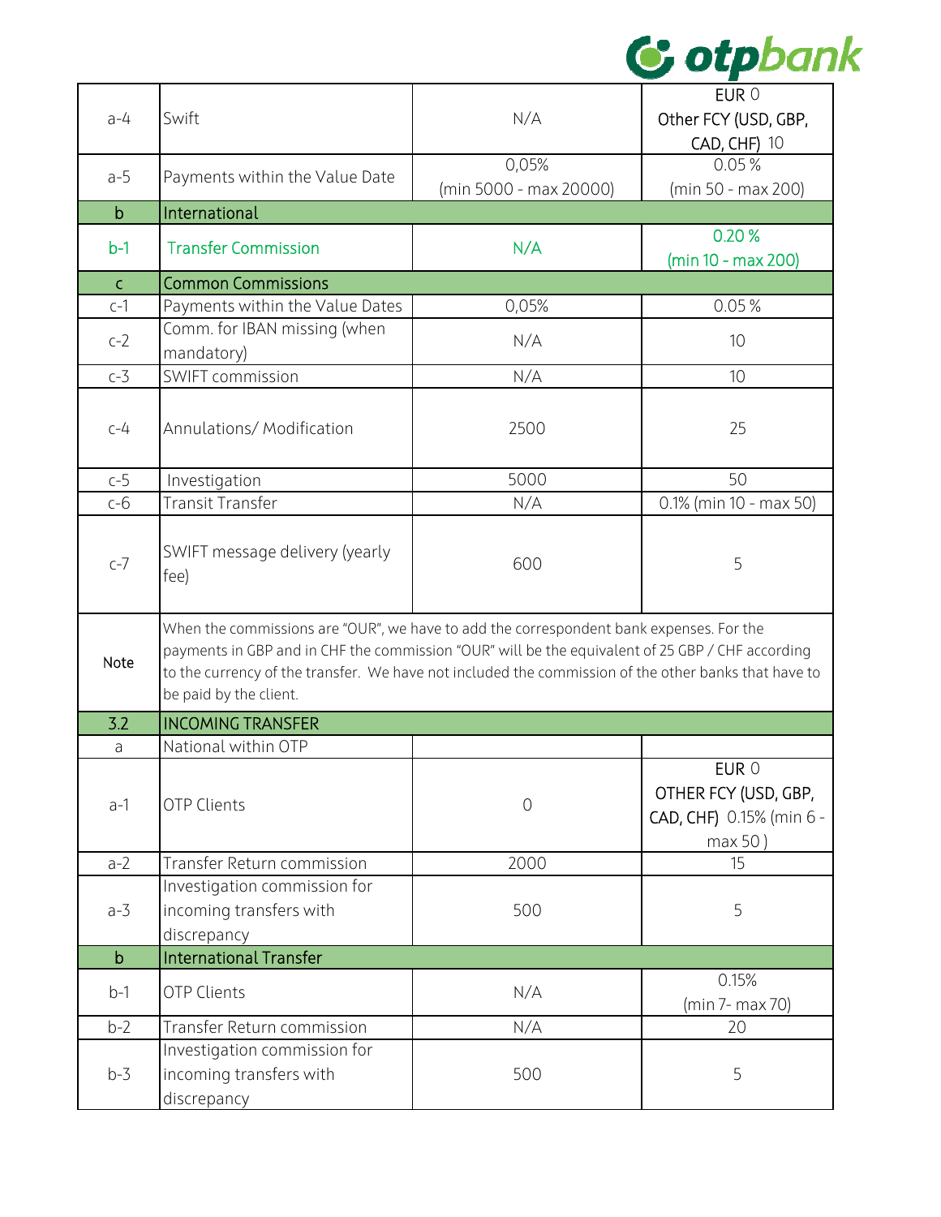| | | | |
|---|---|---|---|
| a-4 | Swift | N/A | EUR 0<br>Other FCY (USD, GBP, CAD, CHF) 10 |
| a-5 | Payments within the Value Date | 0,05%<br>(min 5000 - max 20000) | 0.05 %<br>(min 50 - max 200) |
| b | International | | |
| b-1 | Transfer Commission | N/A | 0.20 %<br>(min 10 - max 200) |
| c | Common Commissions | | |
| c-1 | Payments within the Value Dates | 0,05% | 0.05 % |
| c-2 | Comm. for IBAN missing (when mandatory) | N/A | 10 |
| c-3 | SWIFT commission | N/A | 10 |
| c-4 | Annulations/ Modification | 2500 | 25 |
| c-5 | Investigation | 5000 | 50 |
| c-6 | Transit Transfer | N/A | 0.1% (min 10 - max 50) |
| c-7 | SWIFT message delivery (yearly fee) | 600 | 5 |
| Note | When the commissions are "OUR", we have to add the correspondent bank expenses. For the payments in GBP and in CHF the commission "OUR" will be the equivalent of 25 GBP / CHF according to the currency of the transfer. We have not included the commission of the other banks that have to be paid by the client. | | |
| 3.2 | INCOMING TRANSFER | | |
| a | National within OTP | | |
| a-1 | OTP Clients | 0 | EUR 0<br>OTHER FCY (USD, GBP, CAD, CHF) 0.15% (min 6 - max 50 ) |
| a-2 | Transfer Return commission | 2000 | 15 |
| a-3 | Investigation commission for incoming transfers with discrepancy | 500 | 5 |
| b | International Transfer | | |
| b-1 | OTP Clients | N/A | 0.15%<br>(min 7- max 70) |
| b-2 | Transfer Return commission | N/A | 20 |
| b-3 | Investigation commission for incoming transfers with discrepancy | 500 | 5 |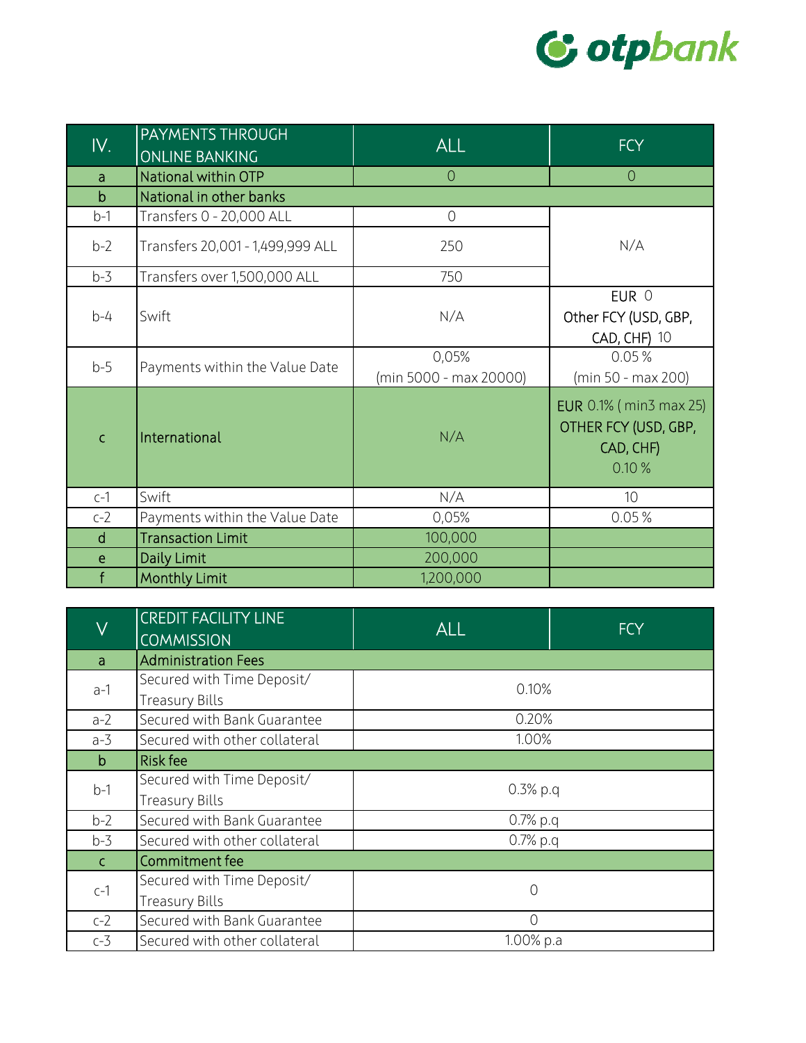| IV. | PAYMENTS THROUGH ONLINE BANKING | ALL | FCY |
|---|---|---|---|
| a | National within OTP | 0 | 0 |
| b | National in other banks | | |
| b-1 | Transfers 0 - 20,000 ALL | 0 | N/A |
| b-2 | Transfers 20,001 - 1,499,999 ALL | 250 | |
| b-3 | Transfers over 1,500,000 ALL | 750 | |
| b-4 | Swift | N/A | EUR 0<br>Other FCY (USD, GBP, CAD, CHF) 10 |
| b-5 | Payments within the Value Date | 0,05%<br>(min 5000 - max 20000) | 0.05 %<br>(min 50 - max 200) |
| c | International | N/A | EUR 0.1% ( min3 max 25)<br>OTHER FCY (USD, GBP, CAD, CHF)<br>0.10 % |
| c-1 | Swift | N/A | 10 |
| c-2 | Payments within the Value Date | 0,05% | 0.05 % |
| d | Transaction Limit | 100,000 | |
| e | Daily Limit | 200,000 | |
| f | Monthly Limit | 1,200,000 | |

| V | CREDIT FACILITY LINE COMMISSION | ALL | FCY |
|---|---|---|---|
| a | Administration Fees | | |
| a-1 | Secured with Time Deposit/ Treasury Bills | 0.10% | |
| a-2 | Secured with Bank Guarantee | 0.20% | |
| a-3 | Secured with other collateral | 1.00% | |
| b | Risk fee | | |
| b-1 | Secured with Time Deposit/ Treasury Bills | 0.3% p.q | |
| b-2 | Secured with Bank Guarantee | 0.7% p.q | |
| b-3 | Secured with other collateral | 0.7% p.q | |
| c | Commitment fee | | |
| c-1 | Secured with Time Deposit/ Treasury Bills | 0 | |
| c-2 | Secured with Bank Guarantee | 0 | |
| c-3 | Secured with other collateral | 1.00% p.a | |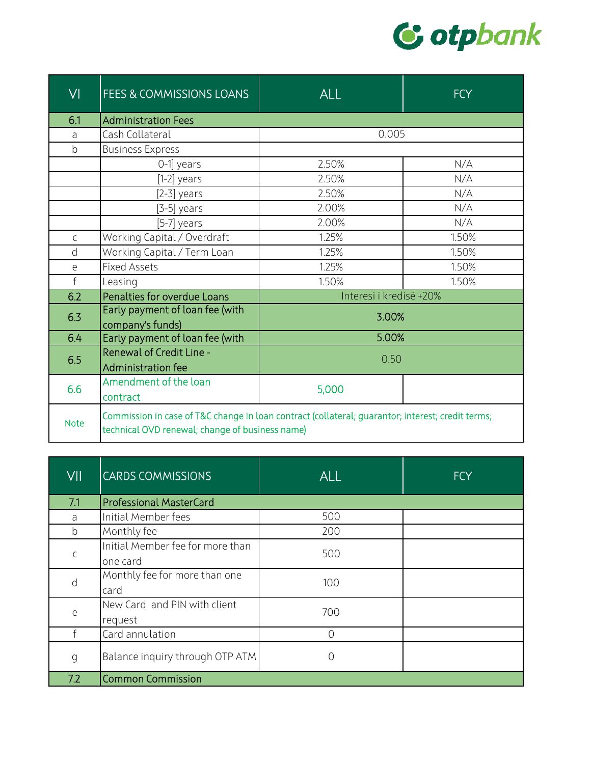| VI | FEES & COMMISSIONS LOANS | ALL | FCY |
|---|---|---|---|
| 6.1 | Administration Fees | | |
| a | Cash Collateral | 0.005 | |
| b | Business Express | | |
| | 0-1] years | 2.50% | N/A |
| | [1-2] years | 2.50% | N/A |
| | [2-3] years | 2.50% | N/A |
| | [3-5] years | 2.00% | N/A |
| | [5-7] years | 2.00% | N/A |
| c | Working Capital / Overdraft | 1.25% | 1.50% |
| d | Working Capital / Term Loan | 1.25% | 1.50% |
| e | Fixed Assets | 1.25% | 1.50% |
| f | Leasing | 1.50% | 1.50% |
| 6.2 | Penalties for overdue Loans | Interesi i kredisë +20% | |
| 6.3 | Early payment of loan fee (with company's funds) | 3.00% | |
| 6.4 | Early payment of loan fee (with | 5.00% | |
| 6.5 | Renewal of Credit Line - Administration fee | 0.50 | |
| 6.6 | Amendment of the loan contract | 5,000 | |
| Note | Commission in case of T&C change in loan contract (collateral; guarantor; interest; credit terms; technical OVD renewal; change of business name) | | |

| VII | CARDS COMMISSIONS | ALL | FCY |
|---|---|---|---|
| 7.1 | Professional MasterCard | | |
| a | Initial Member fees | 500 | |
| b | Monthly fee | 200 | |
| c | Initial Member fee for more than one card | 500 | |
| d | Monthly fee for more than one card | 100 | |
| e | New Card and PIN with client request | 700 | |
| f | Card annulation | 0 | |
| g | Balance inquiry through OTP ATM | 0 | |
| 7.2 | Common Commission | | |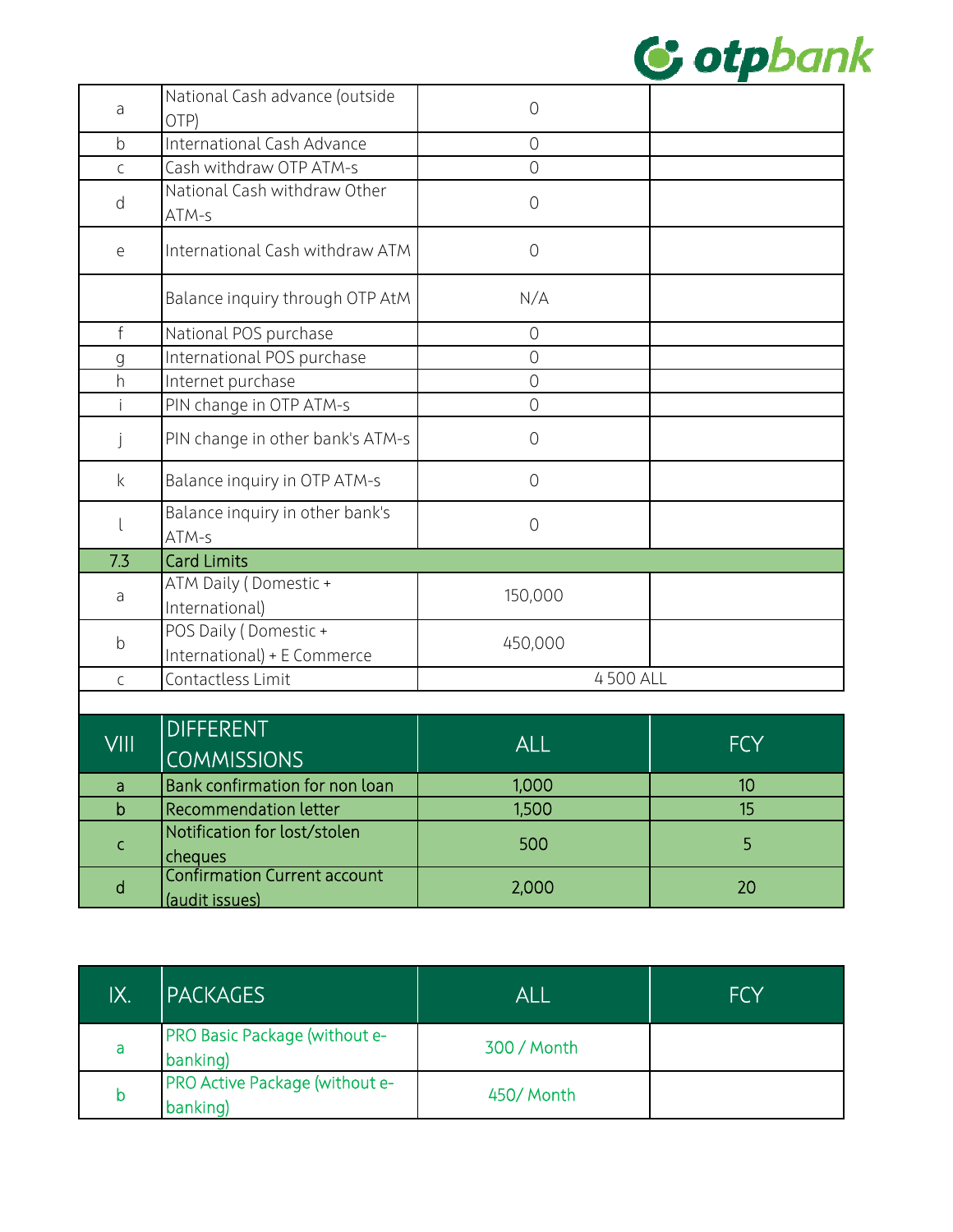| | | | |
|---|---|---|---|
| a | National Cash advance (outside OTP) | 0 | |
| b | International Cash Advance | 0 | |
| c | Cash withdraw OTP ATM-s | 0 | |
| d | National Cash withdraw Other ATM-s | 0 | |
| e | International Cash withdraw ATM | 0 | |
| | Balance inquiry through OTP AtM | N/A | |
| f | National POS purchase | 0 | |
| g | International POS purchase | 0 | |
| h | Internet purchase | 0 | |
| i | PIN change in OTP ATM-s | 0 | |
| j | PIN change in other bank's ATM-s | 0 | |
| k | Balance inquiry in OTP ATM-s | 0 | |
| l | Balance inquiry in other bank's ATM-s | 0 | |
| 7.3 | Card Limits | | |
| a | ATM Daily ( Domestic + International) | 150,000 | |
| b | POS Daily ( Domestic + International) + E Commerce | 450,000 | |
| c | Contactless Limit | 4 500 ALL | |

| VIII | DIFFERENT COMMISSIONS | ALL | FCY |
|---|---|---|---|
| a | Bank confirmation for non loan | 1,000 | 10 |
| b | Recommendation letter | 1,500 | 15 |
| c | Notification for lost/stolen cheques | 500 | 5 |
| d | Confirmation Current account (audit issues) | 2,000 | 20 |

| IX. | PACKAGES | ALL | FCY |
|---|---|---|---|
| a | PRO Basic Package (without e-banking) | 300 / Month | |
| b | PRO Active Package (without e-banking) | 450/ Month | |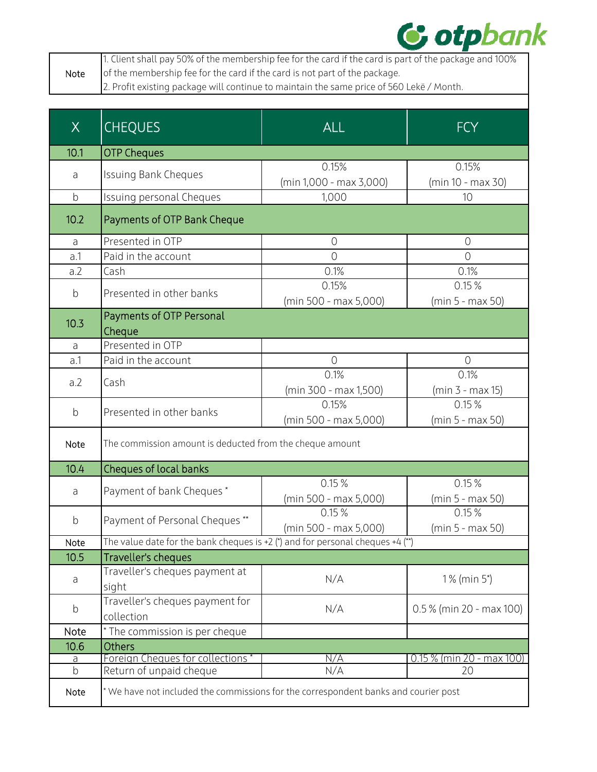| Note | 1. Client shall pay 50% of the membership fee for the card if the card is part of the package and 100% of the membership fee for the card if the card is not part of the package.<br>2. Profit existing package will continue to maintain the same price of 560 Lekë / Month. |
|---|---|

| X | CHEQUES | ALL | FCY |
|---|---|---|---|
| 10.1 | OTP Cheques | | |
| a | Issuing Bank Cheques | 0.15% (min 1,000 - max 3,000) | 0.15% (min 10 - max 30) |
| b | Issuing personal Cheques | 1,000 | 10 |
| 10.2 | Payments of OTP Bank Cheque | | |
| a | Presented in OTP | 0 | 0 |
| a.1 | Paid in the account | 0 | 0 |
| a.2 | Cash | 0.1% | 0.1% |
| b | Presented in other banks | 0.15% (min 500 - max 5,000) | 0.15 % (min 5 - max 50) |
| 10.3 | Payments of OTP Personal Cheque | | |
| a | Presented in OTP | | |
| a.1 | Paid in the account | 0 | 0 |
| a.2 | Cash | 0.1% (min 300 - max 1,500) | 0.1% (min 3 - max 15) |
| b | Presented in other banks | 0.15% (min 500 - max 5,000) | 0.15 % (min 5 - max 50) |
| Note | The commission amount is deducted from the cheque amount | | |
| 10.4 | Cheques of local banks | | |
| a | Payment of bank Cheques * | 0.15 % (min 500 - max 5,000) | 0.15 % (min 5 - max 50) |
| b | Payment of Personal Cheques ** | 0.15 % (min 500 - max 5,000) | 0.15 % (min 5 - max 50) |
| Note | The value date for the bank cheques is +2 (*) and for personal cheques +4 (**) | | |
| 10.5 | Traveller's cheques | | |
| a | Traveller's cheques payment at sight | N/A | 1 % (min 5*) |
| b | Traveller's cheques payment for collection | N/A | 0.5 % (min 20 - max 100) |
| Note | * The commission is per cheque | | |
| 10.6 | Others | | |
| a | Foreign Cheques for collections * | N/A | 0.15 % (min 20 - max 100) |
| b | Return of unpaid cheque | N/A | 20 |
| Note | * We have not included the commissions for the correspondent banks and courier post | | |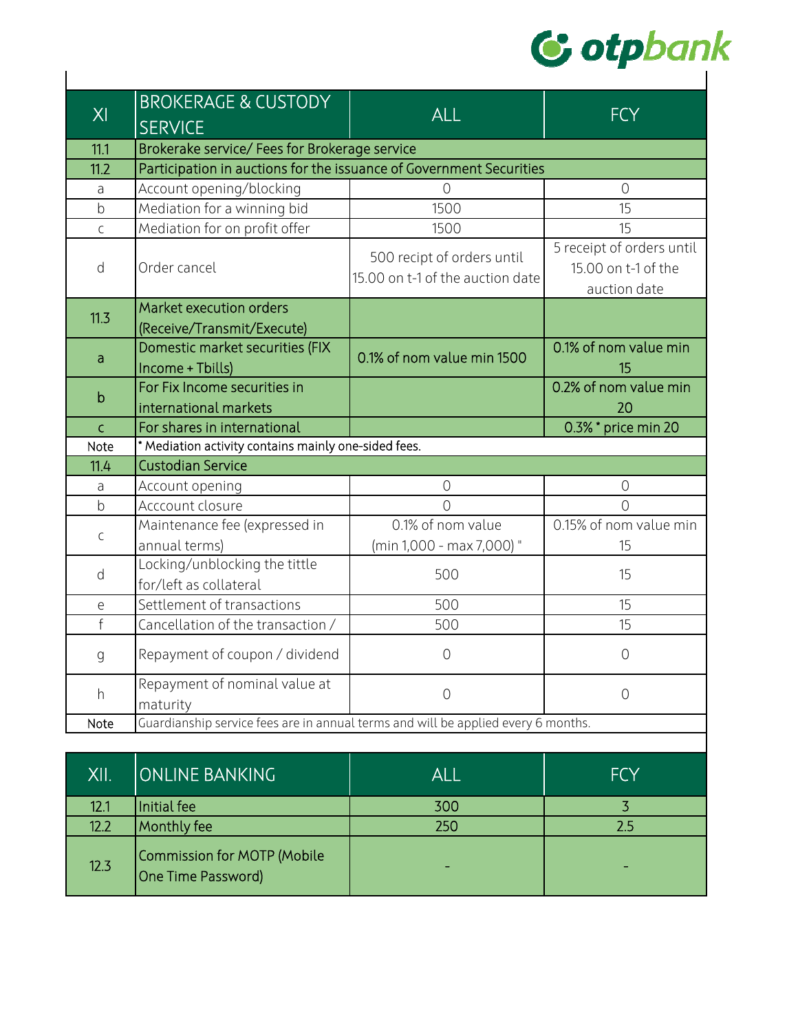| XI | BROKERAGE & CUSTODY SERVICE | ALL | FCY |
|---|---|---|---|
| 11.1 | Brokerake service/ Fees for Brokerage service | | |
| 11.2 | Participation in auctions for the issuance of Government Securities | | |
| a | Account opening/blocking | 0 | 0 |
| b | Mediation for a winning bid | 1500 | 15 |
| c | Mediation for on profit offer | 1500 | 15 |
| d | Order cancel | 500 recipt of orders until 15.00 on t-1 of the auction date | 5 receipt of orders until 15.00 on t-1 of the auction date |
| 11.3 | Market execution orders (Receive/Transmit/Execute) | | |
| a | Domestic market securities (FIX Income + Tbills) | 0.1% of nom value min 1500 | 0.1% of nom value min 15 |
| b | For Fix Income securities in international markets | | 0.2% of nom value min 20 |
| c | For shares in international | | 0.3% * price min 20 |
| Note | * Mediation activity contains mainly one-sided fees. | | |
| 11.4 | Custodian Service | | |
| a | Account opening | 0 | 0 |
| b | Acccount closure | 0 | 0 |
| c | Maintenance fee (expressed in annual terms) | 0.1% of nom value (min 1,000 - max 7,000) " | 0.15% of nom value min 15 |
| d | Locking/unblocking the tittle for/left as collateral | 500 | 15 |
| e | Settlement of transactions | 500 | 15 |
| f | Cancellation of the transaction / | 500 | 15 |
| g | Repayment of coupon / dividend | 0 | 0 |
| h | Repayment of nominal value at maturity | 0 | 0 |
| Note | Guardianship service fees are in annual terms and will be applied every 6 months. | | |

| XII. | ONLINE BANKING | ALL | FCY |
|---|---|---|---|
| 12.1 | Initial fee | 300 | 3 |
| 12.2 | Monthly fee | 250 | 2.5 |
| 12.3 | Commission for MOTP (Mobile One Time Password) | - | - |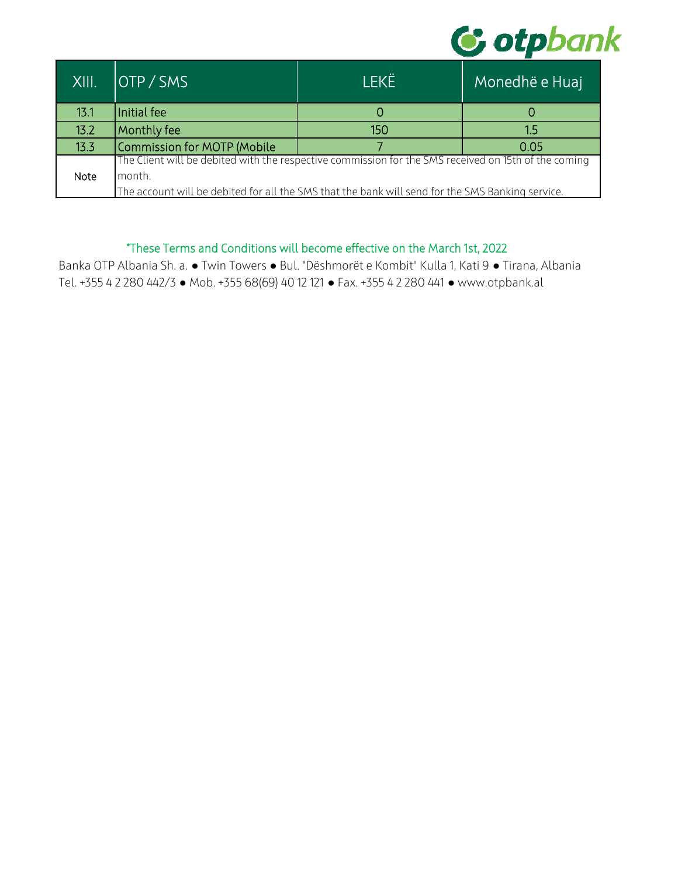| XIII. | OTP / SMS | LEKË | Monedhë e Huaj |
|---|---|---|---|
| 13.1 | Initial fee | 0 | 0 |
| 13.2 | Monthly fee | 150 | 1.5 |
| 13.3 | Commission for MOTP (Mobile | 7 | 0.05 |
| Note | The Client will be debited with the respective commission for the SMS received on 15th of the coming month.<br>The account will be debited for all the SMS that the bank will send for the SMS Banking service. | | |

*These Terms and Conditions will become effective on the March 1st, 2022

Banka OTP Albania Sh. a. ● Twin Towers ● Bul. "Dëshmorët e Kombit" Kulla 1, Kati 9 ● Tirana, Albania
Tel. +355 4 2 280 442/3 ● Mob. +355 68(69) 40 12 121 ● Fax. +355 4 2 280 441 ● www.otpbank.al